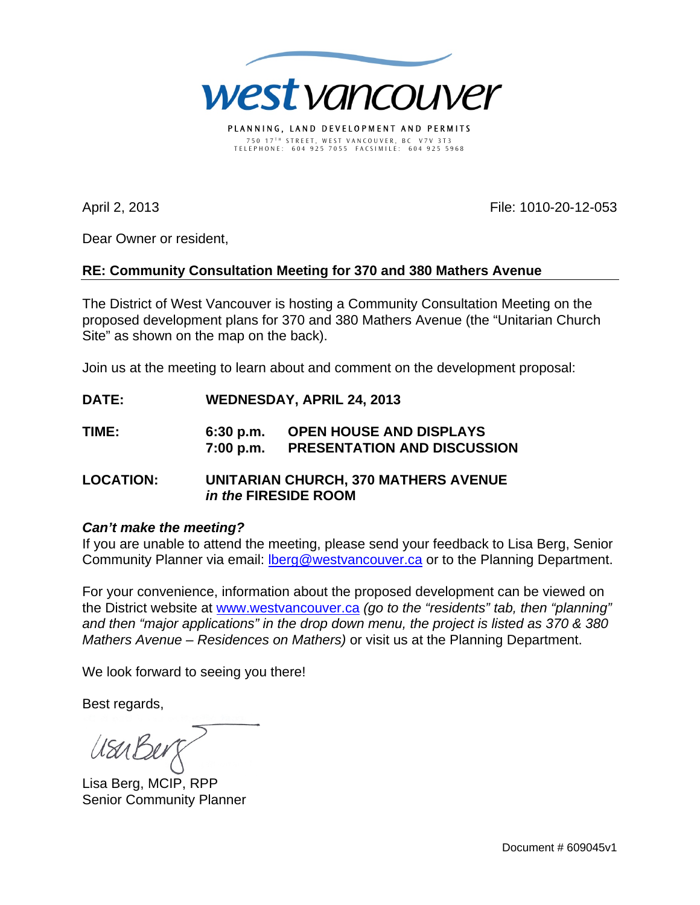# west vancouver

PLANNING, LAND DEVELOPMENT AND PERMITS
750 17TH STREET, WEST VANCOUVER, BC V7V 3T3
TELEPHONE: 604 925 7055 FACSIMILE: 604 925 5968

April 2, 2013 File: 1010-20-12-053

Dear Owner or resident,

**RE: Community Consultation Meeting for 370 and 380 Mathers Avenue**

The District of West Vancouver is hosting a Community Consultation Meeting on the proposed development plans for 370 and 380 Mathers Avenue (the "Unitarian Church Site" as shown on the map on the back).

Join us at the meeting to learn about and comment on the development proposal:

**DATE:** **WEDNESDAY, APRIL 24, 2013**

**TIME:** **6:30 p.m.** **OPEN HOUSE AND DISPLAYS**
**7:00 p.m.** **PRESENTATION AND DISCUSSION**

**LOCATION:** **UNITARIAN CHURCH, 370 MATHERS AVENUE**
***in the* FIRESIDE ROOM**

***Can't make the meeting?***
If you are unable to attend the meeting, please send your feedback to Lisa Berg, Senior Community Planner via email: lberg@westvancouver.ca or to the Planning Department.

For your convenience, information about the proposed development can be viewed on the District website at www.westvancouver.ca *(go to the "residents" tab, then "planning" and then "major applications" in the drop down menu, the project is listed as 370 & 380 Mathers Avenue – Residences on Mathers)* or visit us at the Planning Department.

We look forward to seeing you there!

Best regards,

Lisa Berg, MCIP, RPP
Senior Community Planner

Document # 609045v1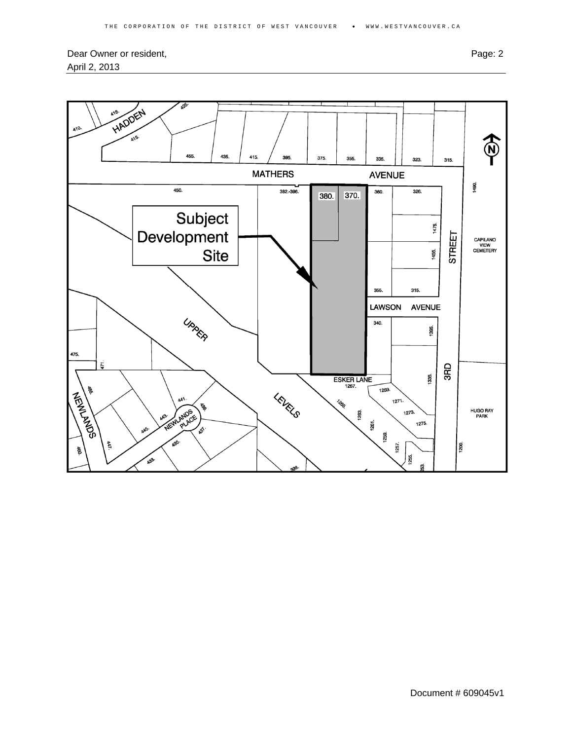Subject Development Site

MATHERS AVENUE

LAWSON AVENUE

UPPER LEVELS

ESKER LANE

3RD STREET

HADDEN

NEWLANDS

NEWLANDS PLACE

CAPILANO VIEW CEMETERY

HUGO RAY PARK

N

380.

370.

382.-396.

450.

360.

326.

1475.

1455.

355.

315.

340.

1395.

1335.

1267.

1269.

1271.

1273.

1275.

1265.

1263.

1261.

1259.

1257.

1255.

253.

1200.

1490.

418.

425.

410.

415.

455.

435.

415.

395.

375.

355.

335.

323.

315.

475.

471.

465.

441.

439.

443.

445.

437.

435.

447.

433.

460.

399.